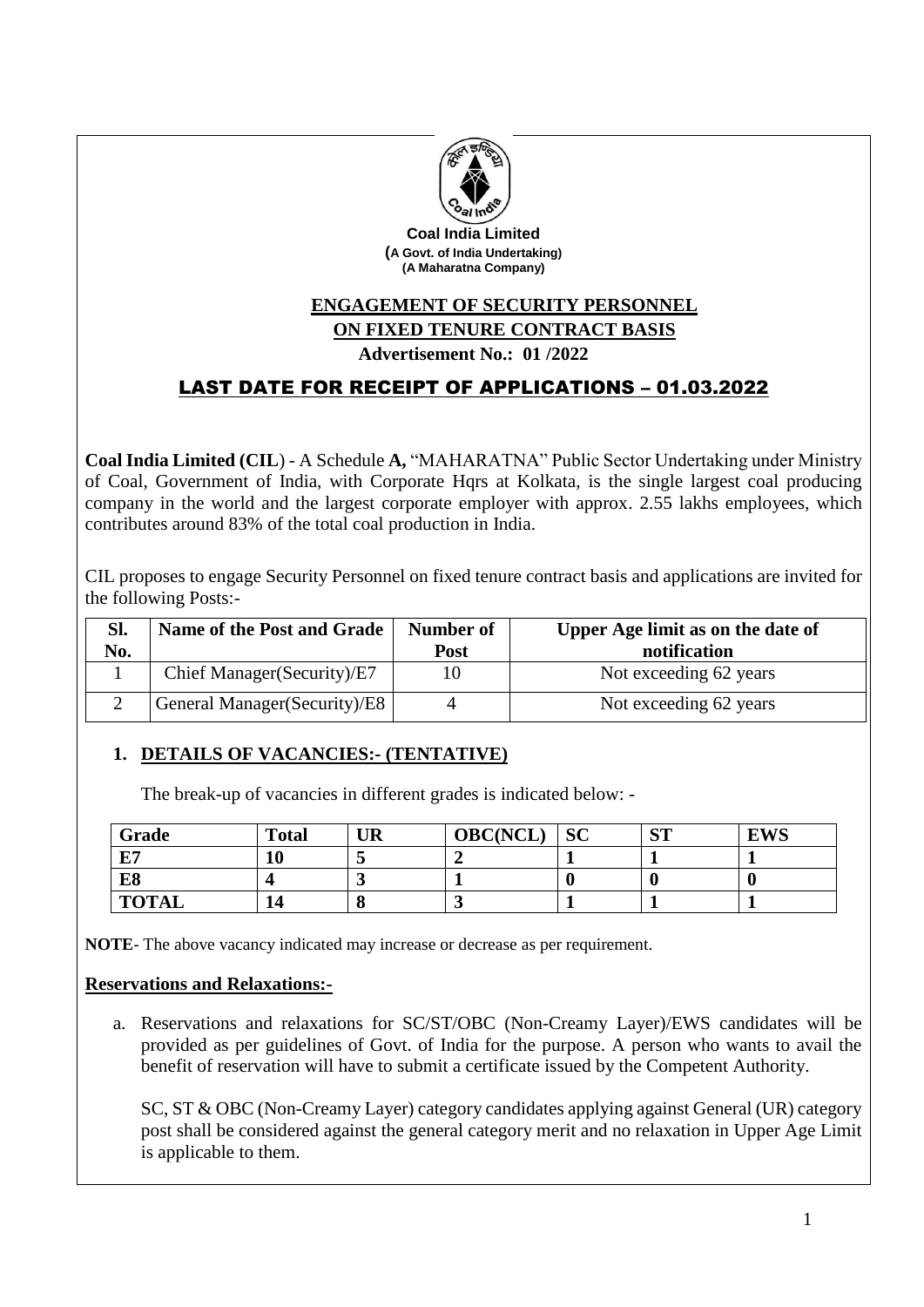**Coal India Limited**
**(A Govt. of India Undertaking)**
**(A Maharatna Company)**

## ENGAGEMENT OF SECURITY PERSONNEL ON FIXED TENURE CONTRACT BASIS

**Advertisement No.: 01 /2022**

## LAST DATE FOR RECEIPT OF APPLICATIONS – 01.03.2022

**Coal India Limited (CIL**) - A Schedule **A,** "MAHARATNA" Public Sector Undertaking under Ministry of Coal, Government of India, with Corporate Hqrs at Kolkata, is the single largest coal producing company in the world and the largest corporate employer with approx. 2.55 lakhs employees, which contributes around 83% of the total coal production in India.

CIL proposes to engage Security Personnel on fixed tenure contract basis and applications are invited for the following Posts:-

| Sl. No. | Name of the Post and Grade | Number of Post | Upper Age limit as on the date of notification |
|---|---|---|---|
| 1 | Chief Manager(Security)/E7 | 10 | Not exceeding 62 years |
| 2 | General Manager(Security)/E8 | 4 | Not exceeding 62 years |

### 1. DETAILS OF VACANCIES:- (TENTATIVE)

The break-up of vacancies in different grades is indicated below: -

| Grade | Total | UR | OBC(NCL) | SC | ST | EWS |
|---|---|---|---|---|---|---|
| **E7** | **10** | **5** | **2** | **1** | **1** | **1** |
| **E8** | **4** | **3** | **1** | **0** | **0** | **0** |
| **TOTAL** | **14** | **8** | **3** | **1** | **1** | **1** |

**NOTE**- The above vacancy indicated may increase or decrease as per requirement.

**Reservations and Relaxations:-**

a. Reservations and relaxations for SC/ST/OBC (Non-Creamy Layer)/EWS candidates will be provided as per guidelines of Govt. of India for the purpose. A person who wants to avail the benefit of reservation will have to submit a certificate issued by the Competent Authority.

   SC, ST & OBC (Non-Creamy Layer) category candidates applying against General (UR) category post shall be considered against the general category merit and no relaxation in Upper Age Limit is applicable to them.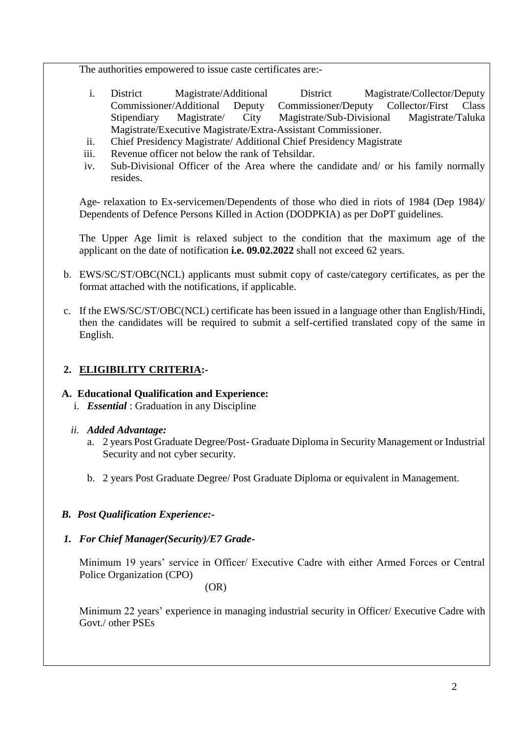The authorities empowered to issue caste certificates are:-

i. District Magistrate/Additional District Magistrate/Collector/Deputy Commissioner/Additional Deputy Commissioner/Deputy Collector/First Class Stipendiary Magistrate/ City Magistrate/Sub-Divisional Magistrate/Taluka Magistrate/Executive Magistrate/Extra-Assistant Commissioner.
ii. Chief Presidency Magistrate/ Additional Chief Presidency Magistrate
iii. Revenue officer not below the rank of Tehsildar.
iv. Sub-Divisional Officer of the Area where the candidate and/ or his family normally resides.

Age- relaxation to Ex-servicemen/Dependents of those who died in riots of 1984 (Dep 1984)/ Dependents of Defence Persons Killed in Action (DODPKIA) as per DoPT guidelines.

The Upper Age limit is relaxed subject to the condition that the maximum age of the applicant on the date of notification **i.e. 09.02.2022** shall not exceed 62 years.

b. EWS/SC/ST/OBC(NCL) applicants must submit copy of caste/category certificates, as per the format attached with the notifications, if applicable.

c. If the EWS/SC/ST/OBC(NCL) certificate has been issued in a language other than English/Hindi, then the candidates will be required to submit a self-certified translated copy of the same in English.

## 2. ELIGIBILITY CRITERIA:-

### A. Educational Qualification and Experience:

i. ***Essential*** : Graduation in any Discipline

*ii.* ***Added Advantage:***

a. 2 years Post Graduate Degree/Post- Graduate Diploma in Security Management or Industrial Security and not cyber security.

b. 2 years Post Graduate Degree/ Post Graduate Diploma or equivalent in Management.

### *B. Post Qualification Experience:-*

#### *1. For Chief Manager(Security)/E7 Grade-*

Minimum 19 years' service in Officer/ Executive Cadre with either Armed Forces or Central Police Organization (CPO)

(OR)

Minimum 22 years' experience in managing industrial security in Officer/ Executive Cadre with Govt./ other PSEs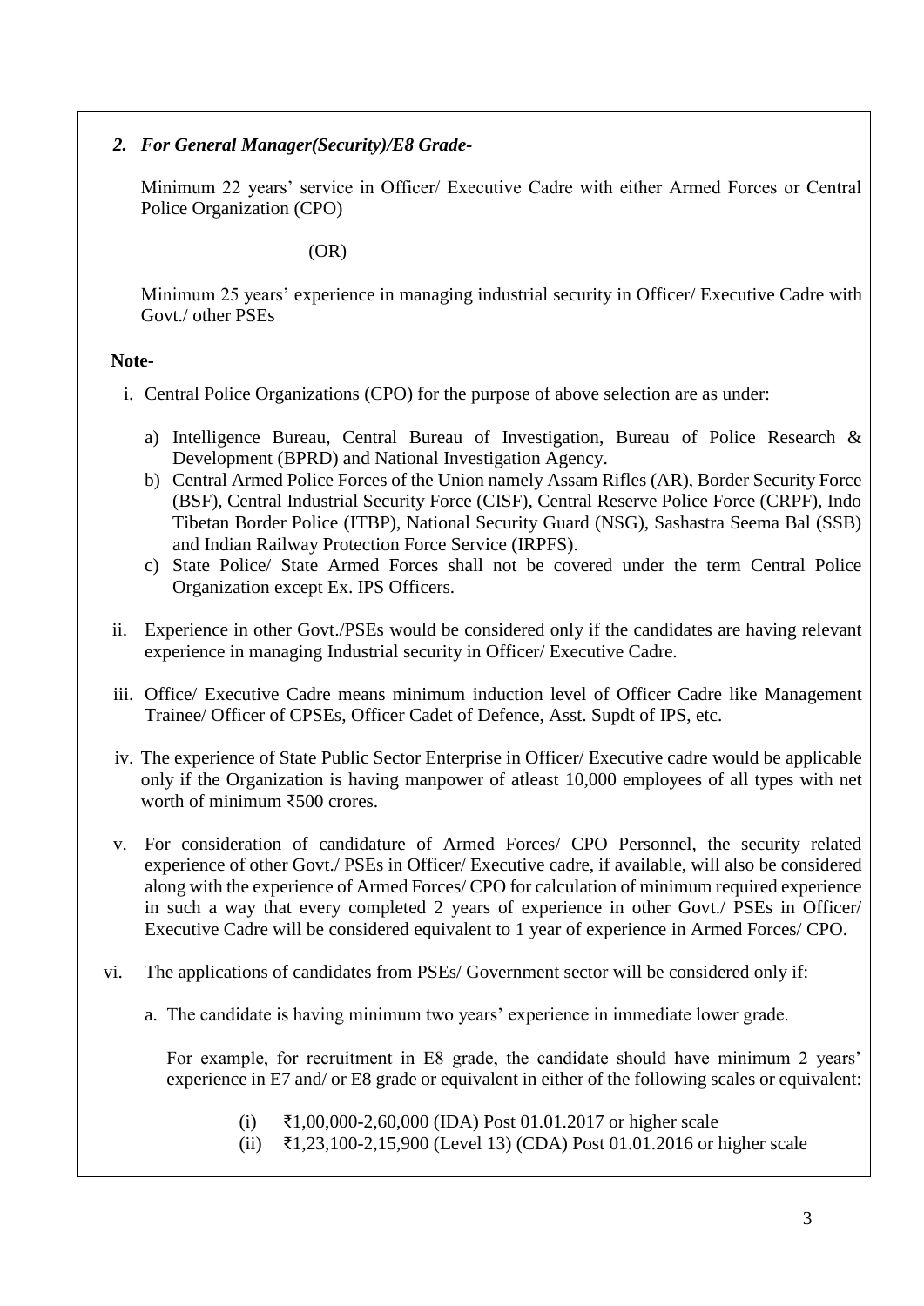### *2. For General Manager(Security)/E8 Grade-*

Minimum 22 years' service in Officer/ Executive Cadre with either Armed Forces or Central Police Organization (CPO)

(OR)

Minimum 25 years' experience in managing industrial security in Officer/ Executive Cadre with Govt./ other PSEs

**Note-**

i. Central Police Organizations (CPO) for the purpose of above selection are as under:

   a) Intelligence Bureau, Central Bureau of Investigation, Bureau of Police Research & Development (BPRD) and National Investigation Agency.
   b) Central Armed Police Forces of the Union namely Assam Rifles (AR), Border Security Force (BSF), Central Industrial Security Force (CISF), Central Reserve Police Force (CRPF), Indo Tibetan Border Police (ITBP), National Security Guard (NSG), Sashastra Seema Bal (SSB) and Indian Railway Protection Force Service (IRPFS).
   c) State Police/ State Armed Forces shall not be covered under the term Central Police Organization except Ex. IPS Officers.

ii. Experience in other Govt./PSEs would be considered only if the candidates are having relevant experience in managing Industrial security in Officer/ Executive Cadre.

iii. Office/ Executive Cadre means minimum induction level of Officer Cadre like Management Trainee/ Officer of CPSEs, Officer Cadet of Defence, Asst. Supdt of IPS, etc.

iv. The experience of State Public Sector Enterprise in Officer/ Executive cadre would be applicable only if the Organization is having manpower of atleast 10,000 employees of all types with net worth of minimum ₹500 crores.

v. For consideration of candidature of Armed Forces/ CPO Personnel, the security related experience of other Govt./ PSEs in Officer/ Executive cadre, if available, will also be considered along with the experience of Armed Forces/ CPO for calculation of minimum required experience in such a way that every completed 2 years of experience in other Govt./ PSEs in Officer/ Executive Cadre will be considered equivalent to 1 year of experience in Armed Forces/ CPO.

vi. The applications of candidates from PSEs/ Government sector will be considered only if:

   a. The candidate is having minimum two years' experience in immediate lower grade.

      For example, for recruitment in E8 grade, the candidate should have minimum 2 years' experience in E7 and/ or E8 grade or equivalent in either of the following scales or equivalent:

      (i) ₹1,00,000-2,60,000 (IDA) Post 01.01.2017 or higher scale
      (ii) ₹1,23,100-2,15,900 (Level 13) (CDA) Post 01.01.2016 or higher scale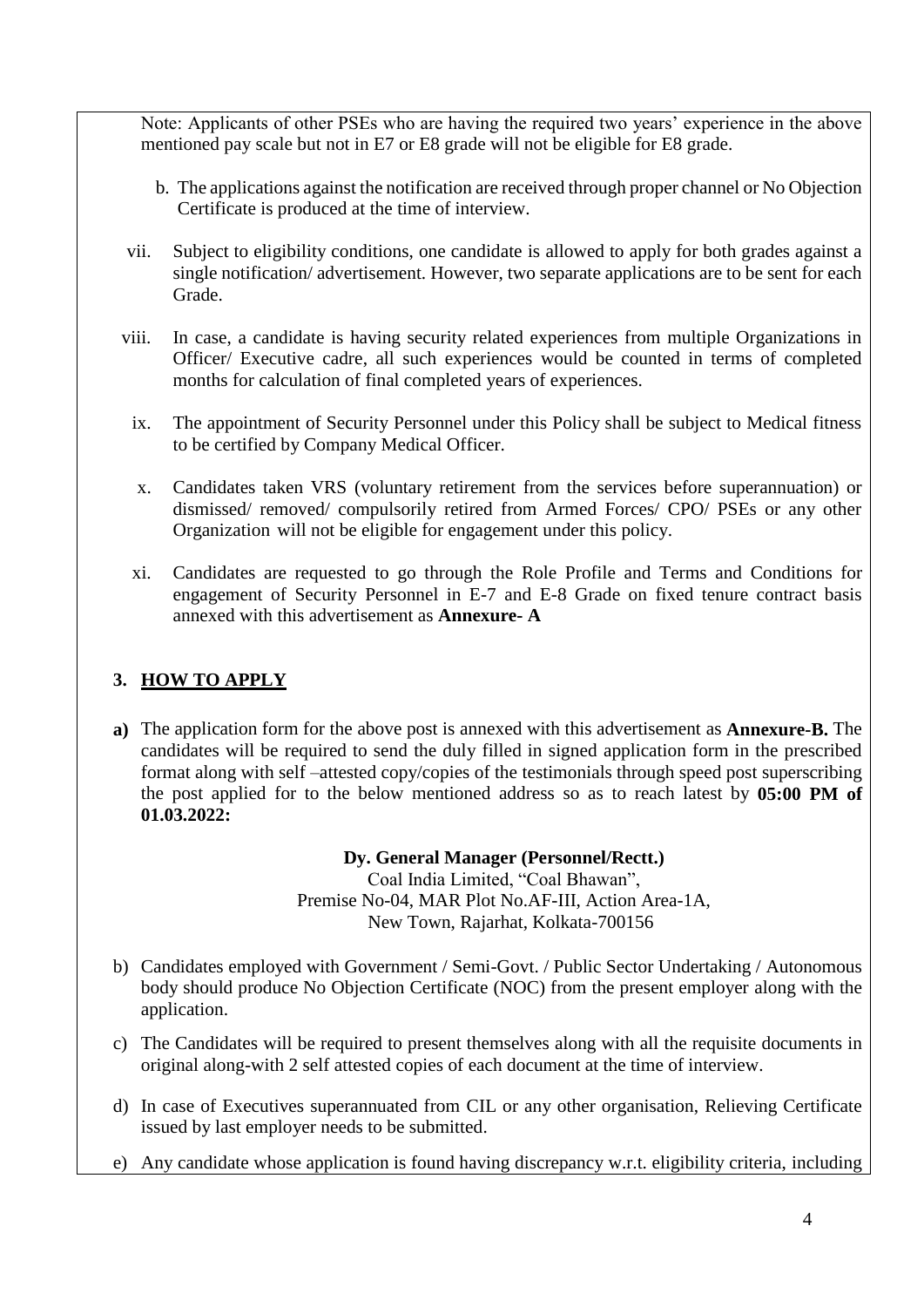Note: Applicants of other PSEs who are having the required two years' experience in the above mentioned pay scale but not in E7 or E8 grade will not be eligible for E8 grade.

b. The applications against the notification are received through proper channel or No Objection Certificate is produced at the time of interview.

vii. Subject to eligibility conditions, one candidate is allowed to apply for both grades against a single notification/ advertisement. However, two separate applications are to be sent for each Grade.

viii. In case, a candidate is having security related experiences from multiple Organizations in Officer/ Executive cadre, all such experiences would be counted in terms of completed months for calculation of final completed years of experiences.

ix. The appointment of Security Personnel under this Policy shall be subject to Medical fitness to be certified by Company Medical Officer.

x. Candidates taken VRS (voluntary retirement from the services before superannuation) or dismissed/ removed/ compulsorily retired from Armed Forces/ CPO/ PSEs or any other Organization will not be eligible for engagement under this policy.

xi. Candidates are requested to go through the Role Profile and Terms and Conditions for engagement of Security Personnel in E-7 and E-8 Grade on fixed tenure contract basis annexed with this advertisement as **Annexure- A**

## 3. HOW TO APPLY

**a)** The application form for the above post is annexed with this advertisement as **Annexure-B.** The candidates will be required to send the duly filled in signed application form in the prescribed format along with self –attested copy/copies of the testimonials through speed post superscribing the post applied for to the below mentioned address so as to reach latest by **05:00 PM of 01.03.2022:**

**Dy. General Manager (Personnel/Rectt.)**
Coal India Limited, "Coal Bhawan",
Premise No-04, MAR Plot No.AF-III, Action Area-1A,
New Town, Rajarhat, Kolkata-700156

b) Candidates employed with Government / Semi-Govt. / Public Sector Undertaking / Autonomous body should produce No Objection Certificate (NOC) from the present employer along with the application.

c) The Candidates will be required to present themselves along with all the requisite documents in original along-with 2 self attested copies of each document at the time of interview.

d) In case of Executives superannuated from CIL or any other organisation, Relieving Certificate issued by last employer needs to be submitted.

e) Any candidate whose application is found having discrepancy w.r.t. eligibility criteria, including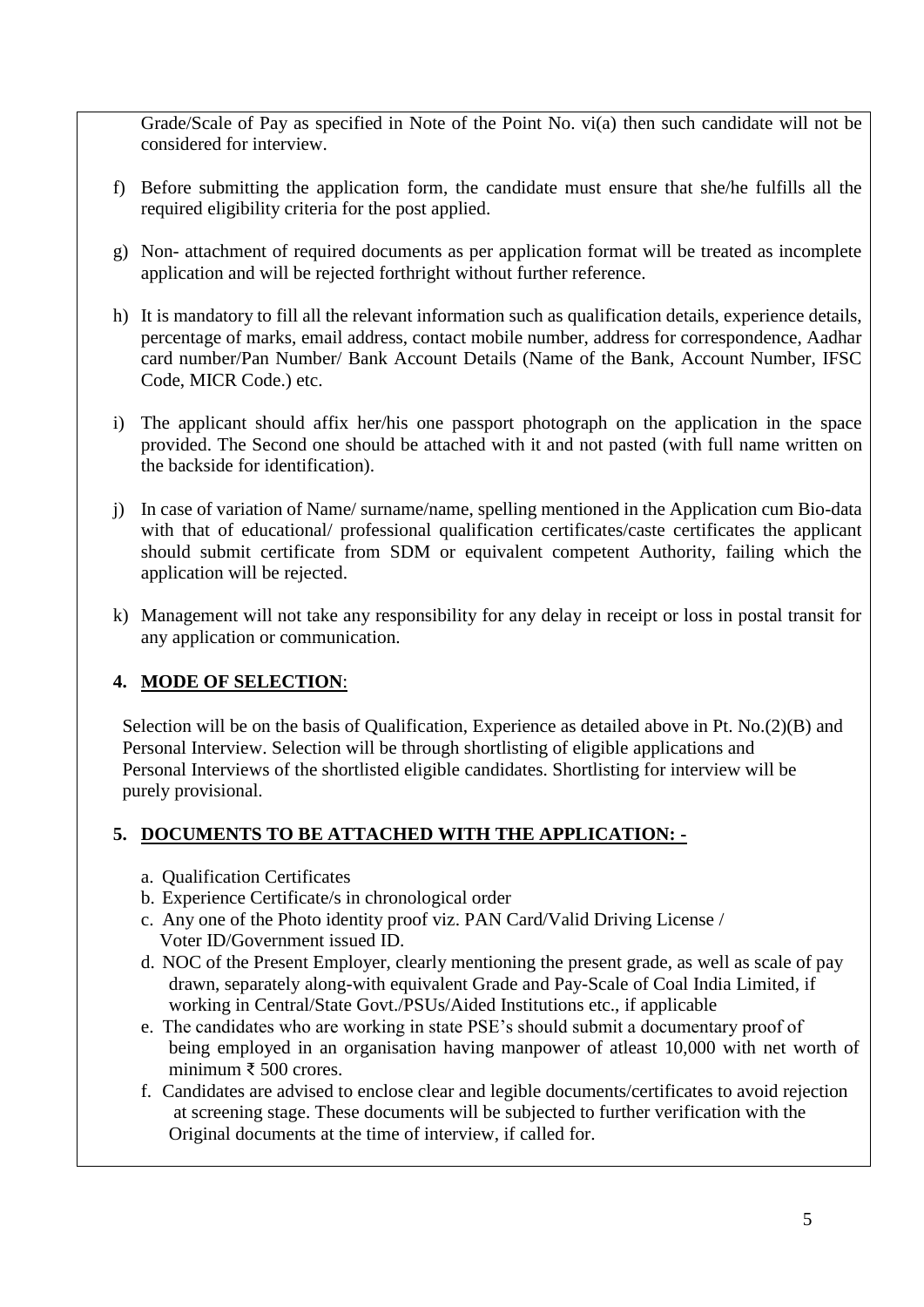Grade/Scale of Pay as specified in Note of the Point No. vi(a) then such candidate will not be considered for interview.

f) Before submitting the application form, the candidate must ensure that she/he fulfills all the required eligibility criteria for the post applied.

g) Non- attachment of required documents as per application format will be treated as incomplete application and will be rejected forthright without further reference.

h) It is mandatory to fill all the relevant information such as qualification details, experience details, percentage of marks, email address, contact mobile number, address for correspondence, Aadhar card number/Pan Number/ Bank Account Details (Name of the Bank, Account Number, IFSC Code, MICR Code.) etc.

i) The applicant should affix her/his one passport photograph on the application in the space provided. The Second one should be attached with it and not pasted (with full name written on the backside for identification).

j) In case of variation of Name/ surname/name, spelling mentioned in the Application cum Bio-data with that of educational/ professional qualification certificates/caste certificates the applicant should submit certificate from SDM or equivalent competent Authority, failing which the application will be rejected.

k) Management will not take any responsibility for any delay in receipt or loss in postal transit for any application or communication.

## 4. MODE OF SELECTION:

Selection will be on the basis of Qualification, Experience as detailed above in Pt. No.(2)(B) and Personal Interview. Selection will be through shortlisting of eligible applications and Personal Interviews of the shortlisted eligible candidates. Shortlisting for interview will be purely provisional.

## 5. DOCUMENTS TO BE ATTACHED WITH THE APPLICATION: -

a. Qualification Certificates
b. Experience Certificate/s in chronological order
c. Any one of the Photo identity proof viz. PAN Card/Valid Driving License / Voter ID/Government issued ID.
d. NOC of the Present Employer, clearly mentioning the present grade, as well as scale of pay drawn, separately along-with equivalent Grade and Pay-Scale of Coal India Limited, if working in Central/State Govt./PSUs/Aided Institutions etc., if applicable
e. The candidates who are working in state PSE's should submit a documentary proof of being employed in an organisation having manpower of atleast 10,000 with net worth of minimum ₹ 500 crores.
f. Candidates are advised to enclose clear and legible documents/certificates to avoid rejection at screening stage. These documents will be subjected to further verification with the Original documents at the time of interview, if called for.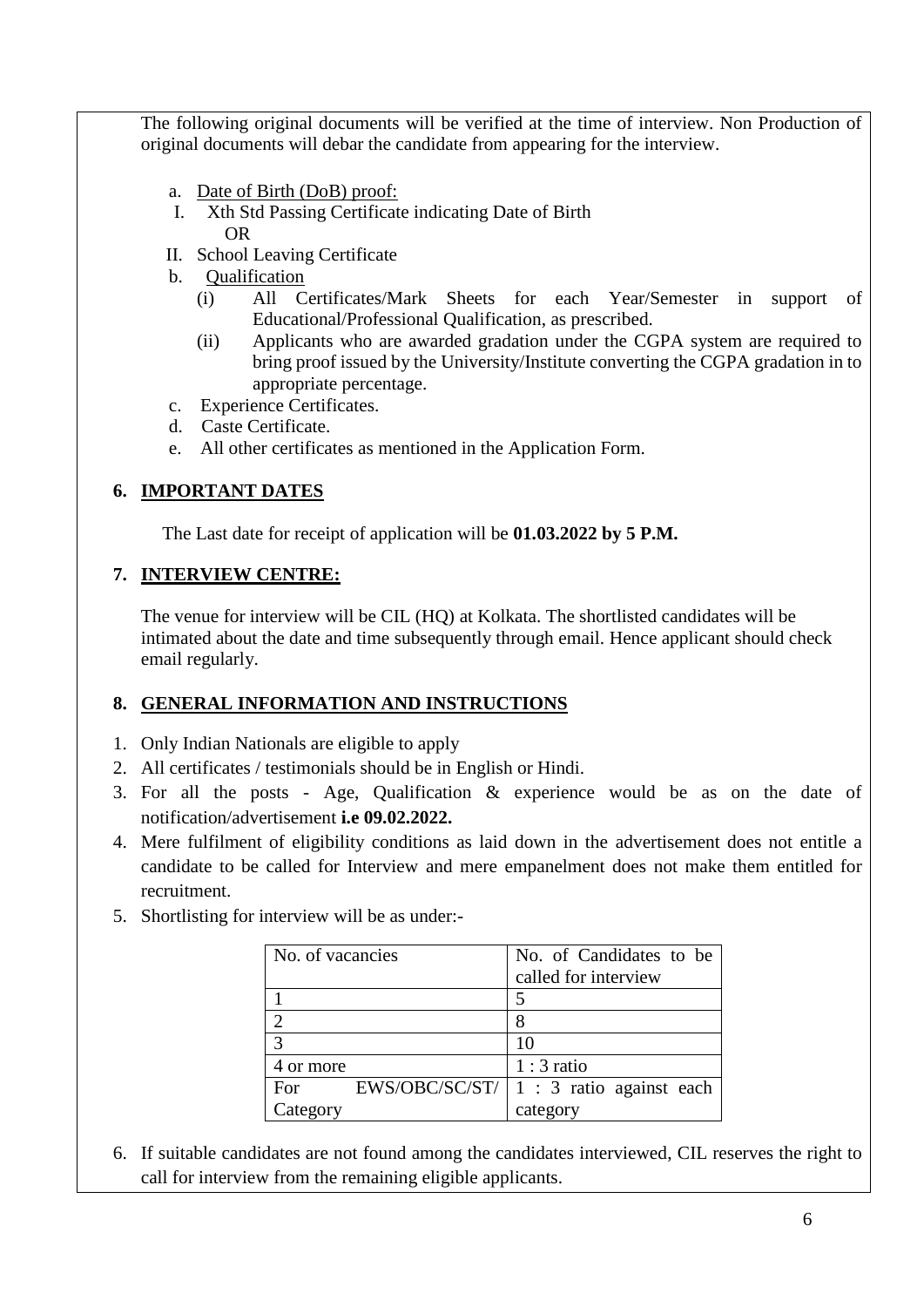The following original documents will be verified at the time of interview. Non Production of original documents will debar the candidate from appearing for the interview.

a. Date of Birth (DoB) proof:
   I. Xth Std Passing Certificate indicating Date of Birth
      OR
   II. School Leaving Certificate
b. Qualification
   (i) All Certificates/Mark Sheets for each Year/Semester in support of Educational/Professional Qualification, as prescribed.
   (ii) Applicants who are awarded gradation under the CGPA system are required to bring proof issued by the University/Institute converting the CGPA gradation in to appropriate percentage.
c. Experience Certificates.
d. Caste Certificate.
e. All other certificates as mentioned in the Application Form.

## 6. IMPORTANT DATES

The Last date for receipt of application will be **01.03.2022 by 5 P.M.**

## 7. INTERVIEW CENTRE:

The venue for interview will be CIL (HQ) at Kolkata. The shortlisted candidates will be intimated about the date and time subsequently through email. Hence applicant should check email regularly.

## 8. GENERAL INFORMATION AND INSTRUCTIONS

1. Only Indian Nationals are eligible to apply
2. All certificates / testimonials should be in English or Hindi.
3. For all the posts - Age, Qualification & experience would be as on the date of notification/advertisement **i.e 09.02.2022.**
4. Mere fulfilment of eligibility conditions as laid down in the advertisement does not entitle a candidate to be called for Interview and mere empanelment does not make them entitled for recruitment.
5. Shortlisting for interview will be as under:-

| No. of vacancies | No. of Candidates to be called for interview |
|---|---|
| 1 | 5 |
| 2 | 8 |
| 3 | 10 |
| 4 or more | 1 : 3 ratio |
| For EWS/OBC/SC/ST/ Category | 1 : 3 ratio against each category |

6. If suitable candidates are not found among the candidates interviewed, CIL reserves the right to call for interview from the remaining eligible applicants.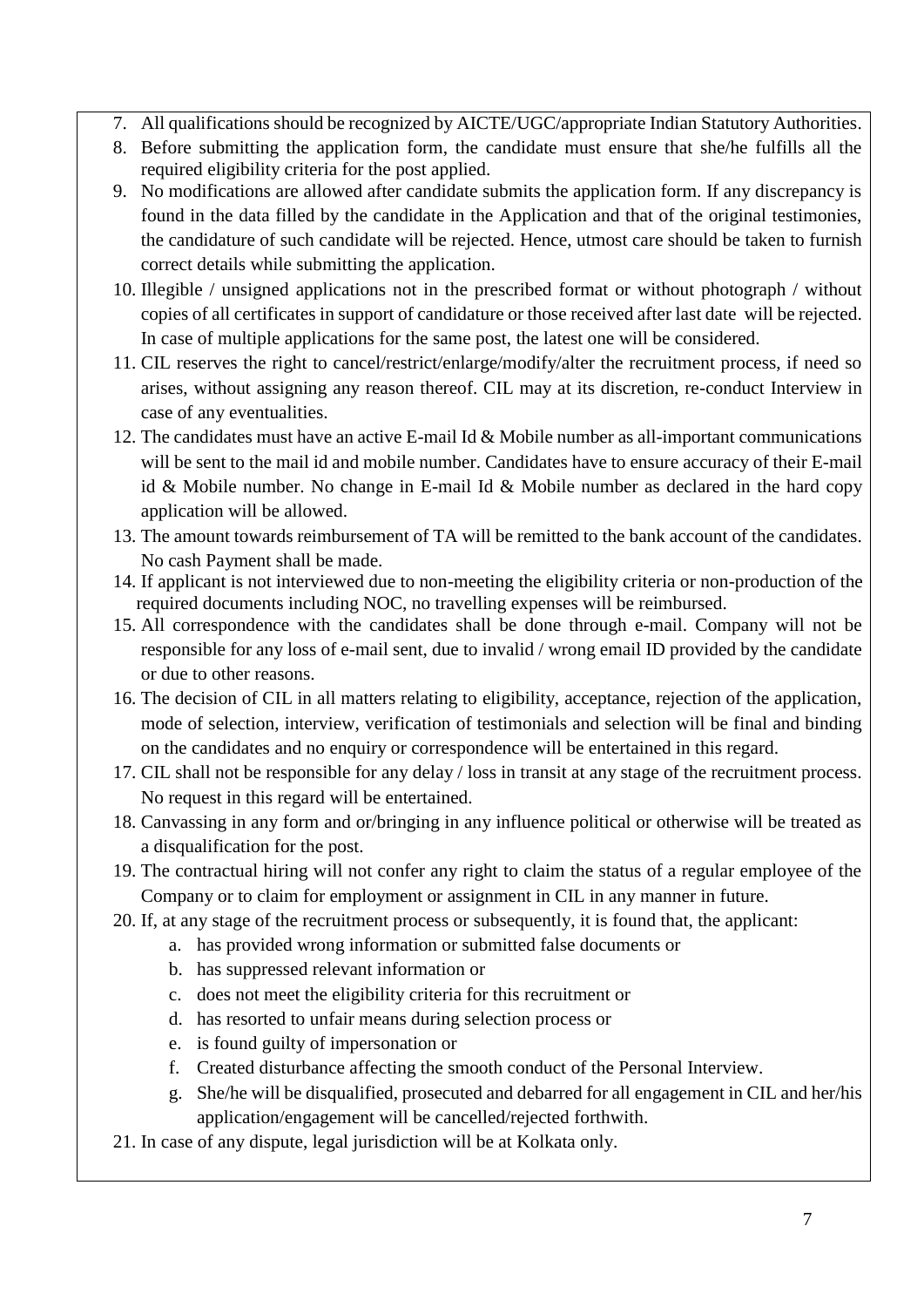7. All qualifications should be recognized by AICTE/UGC/appropriate Indian Statutory Authorities.
8. Before submitting the application form, the candidate must ensure that she/he fulfills all the required eligibility criteria for the post applied.
9. No modifications are allowed after candidate submits the application form. If any discrepancy is found in the data filled by the candidate in the Application and that of the original testimonies, the candidature of such candidate will be rejected. Hence, utmost care should be taken to furnish correct details while submitting the application.
10. Illegible / unsigned applications not in the prescribed format or without photograph / without copies of all certificates in support of candidature or those received after last date will be rejected. In case of multiple applications for the same post, the latest one will be considered.
11. CIL reserves the right to cancel/restrict/enlarge/modify/alter the recruitment process, if need so arises, without assigning any reason thereof. CIL may at its discretion, re-conduct Interview in case of any eventualities.
12. The candidates must have an active E-mail Id & Mobile number as all-important communications will be sent to the mail id and mobile number. Candidates have to ensure accuracy of their E-mail id & Mobile number. No change in E-mail Id & Mobile number as declared in the hard copy application will be allowed.
13. The amount towards reimbursement of TA will be remitted to the bank account of the candidates. No cash Payment shall be made.
14. If applicant is not interviewed due to non-meeting the eligibility criteria or non-production of the required documents including NOC, no travelling expenses will be reimbursed.
15. All correspondence with the candidates shall be done through e-mail. Company will not be responsible for any loss of e-mail sent, due to invalid / wrong email ID provided by the candidate or due to other reasons.
16. The decision of CIL in all matters relating to eligibility, acceptance, rejection of the application, mode of selection, interview, verification of testimonials and selection will be final and binding on the candidates and no enquiry or correspondence will be entertained in this regard.
17. CIL shall not be responsible for any delay / loss in transit at any stage of the recruitment process. No request in this regard will be entertained.
18. Canvassing in any form and or/bringing in any influence political or otherwise will be treated as a disqualification for the post.
19. The contractual hiring will not confer any right to claim the status of a regular employee of the Company or to claim for employment or assignment in CIL in any manner in future.
20. If, at any stage of the recruitment process or subsequently, it is found that, the applicant:
    a. has provided wrong information or submitted false documents or
    b. has suppressed relevant information or
    c. does not meet the eligibility criteria for this recruitment or
    d. has resorted to unfair means during selection process or
    e. is found guilty of impersonation or
    f. Created disturbance affecting the smooth conduct of the Personal Interview.
    g. She/he will be disqualified, prosecuted and debarred for all engagement in CIL and her/his application/engagement will be cancelled/rejected forthwith.
21. In case of any dispute, legal jurisdiction will be at Kolkata only.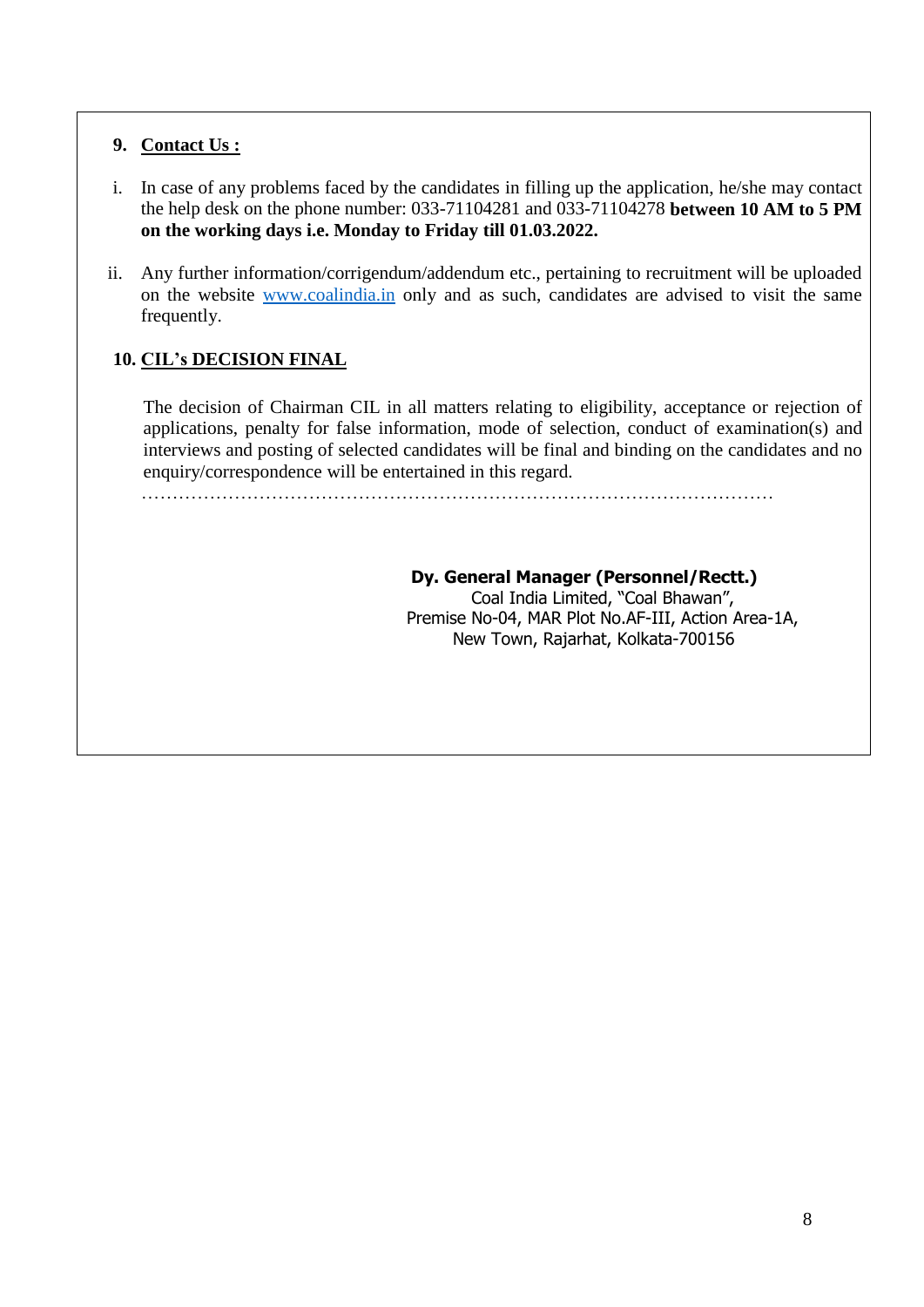## 9. Contact Us :

i. In case of any problems faced by the candidates in filling up the application, he/she may contact the help desk on the phone number: 033-71104281 and 033-71104278 **between 10 AM to 5 PM on the working days i.e. Monday to Friday till 01.03.2022.**

ii. Any further information/corrigendum/addendum etc., pertaining to recruitment will be uploaded on the website www.coalindia.in only and as such, candidates are advised to visit the same frequently.

## 10. CIL's DECISION FINAL

The decision of Chairman CIL in all matters relating to eligibility, acceptance or rejection of applications, penalty for false information, mode of selection, conduct of examination(s) and interviews and posting of selected candidates will be final and binding on the candidates and no enquiry/correspondence will be entertained in this regard.

………………………………………………………………………………………………

**Dy. General Manager (Personnel/Rectt.)**
Coal India Limited, "Coal Bhawan",
Premise No-04, MAR Plot No.AF-III, Action Area-1A,
New Town, Rajarhat, Kolkata-700156